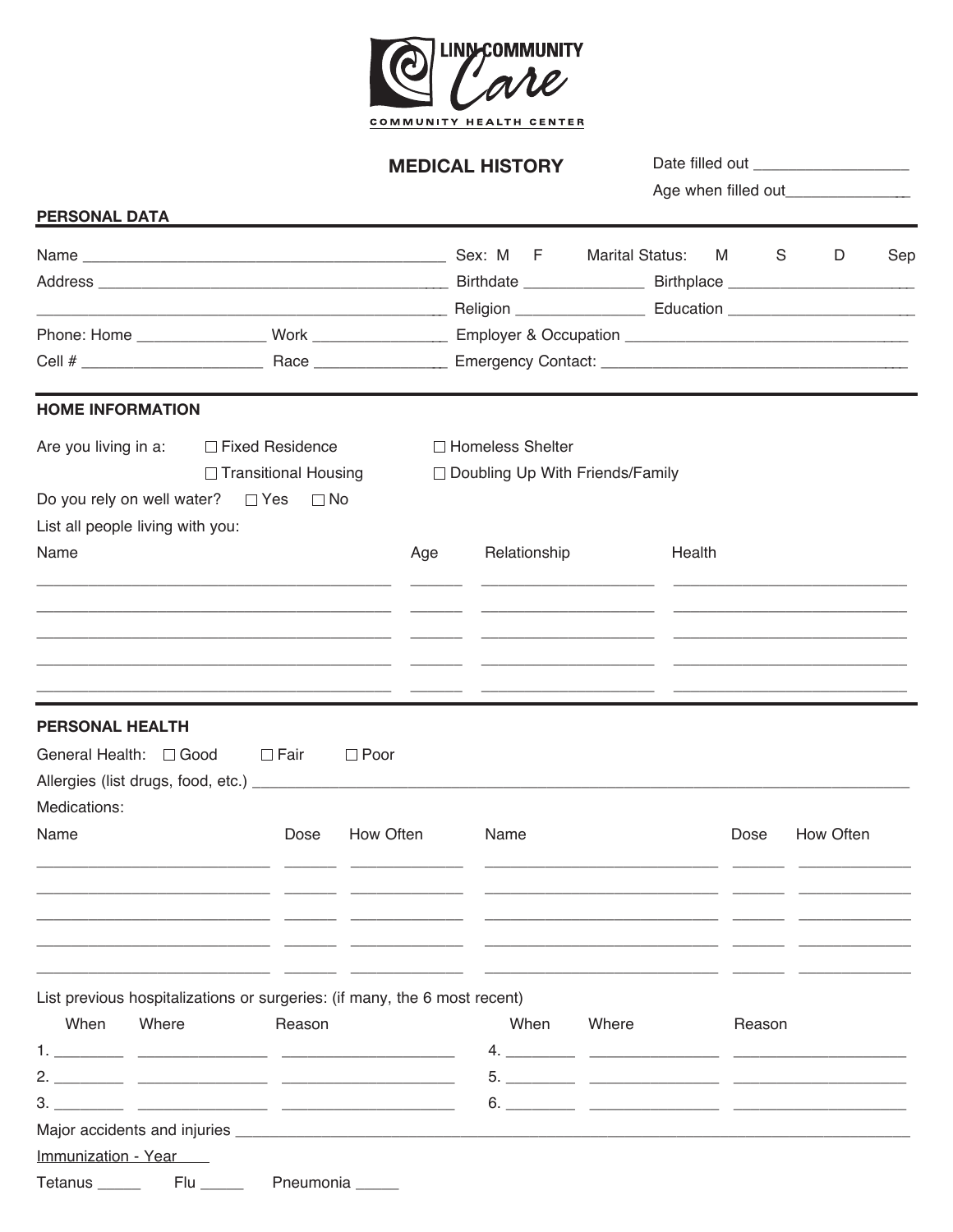LINN COMMUNITY Care

COMMUNITY HEALTH CENTER

# MEDICAL HISTORY

Date filled out ___________________

Age when filled out_______________

## PERSONAL DATA

Name ___________________________________________ Sex: M F Marital Status: M S D Sep

Address ___________________________________________ Birthdate ______________ Birthplace ______________________

___________________________________________ Religion ______________ Education ______________________

Phone: Home _______________ Work _______________ Employer & Occupation ________________________________

Cell # _____________________ Race _______________ Emergency Contact: ____________________________________

## HOME INFORMATION

Are you living in a: ☐ Fixed Residence ☐ Homeless Shelter ☐ Transitional Housing ☐ Doubling Up With Friends/Family

Do you rely on well water? ☐ Yes ☐ No

List all people living with you:

| Name | Age | Relationship | Health |
|---|---|---|---|
| | | | |
| | | | |
| | | | |
| | | | |
| | | | |

## PERSONAL HEALTH

General Health: ☐ Good ☐ Fair ☐ Poor

Allergies (list drugs, food, etc.) ________________________________________________________________

Medications:

| Name | Dose | How Often | Name | Dose | How Often |
|---|---|---|---|---|---|
| | | | | | |
| | | | | | |
| | | | | | |
| | | | | | |
| | | | | | |

List previous hospitalizations or surgeries: (if many, the 6 most recent)

| | When | Where | Reason | | When | Where | Reason |
|---|---|---|---|---|---|---|---|
| 1. | | | | 4. | | | |
| 2. | | | | 5. | | | |
| 3. | | | | 6. | | | |

Major accidents and injuries ________________________________________________________________

Immunization - Year

Tetanus _____ Flu _____ Pneumonia _____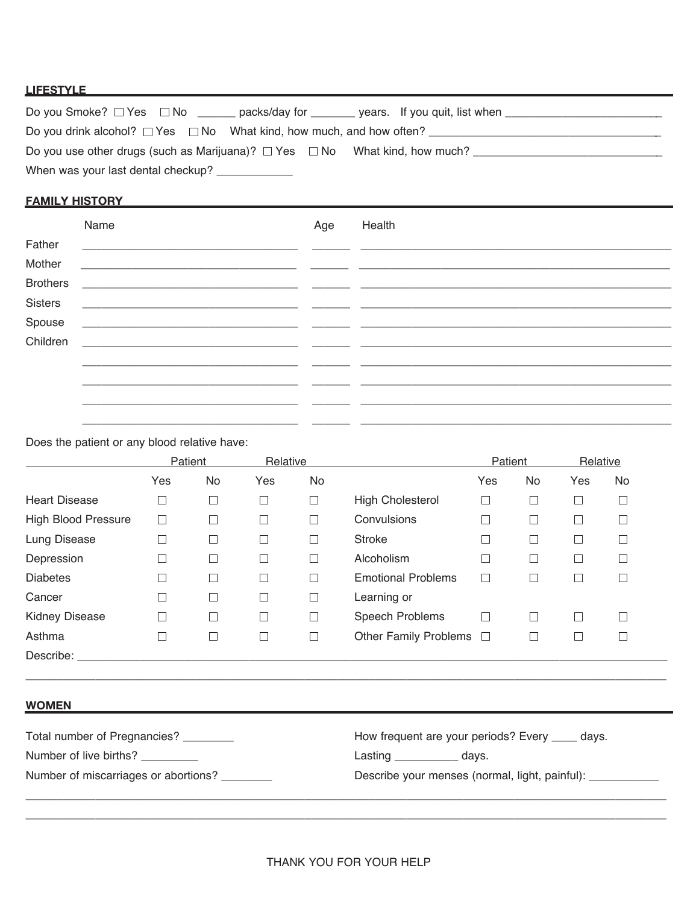## LIFESTYLE

Do you Smoke? ☐ Yes ☐ No ______ packs/day for _______ years. If you quit, list when ________________________

Do you drink alcohol? ☐ Yes ☐ No What kind, how much, and how often? ______________________________________

Do you use other drugs (such as Marijuana)? ☐ Yes ☐ No What kind, how much? ______________________________

When was your last dental checkup? ____________

## FAMILY HISTORY

| | Name | Age | Health |
|---|---|---|---|
| Father | __________________________________ | ______ | ___________________________________________________ |
| Mother | __________________________________ | ______ | ___________________________________________________ |
| Brothers | __________________________________ | ______ | ___________________________________________________ |
| Sisters | __________________________________ | ______ | ___________________________________________________ |
| Spouse | __________________________________ | ______ | ___________________________________________________ |
| Children | __________________________________ | ______ | ___________________________________________________ |
| | __________________________________ | ______ | ___________________________________________________ |
| | __________________________________ | ______ | ___________________________________________________ |
| | __________________________________ | ______ | ___________________________________________________ |
| | __________________________________ | ______ | ___________________________________________________ |

Does the patient or any blood relative have:

| | Patient | | Relative | | | Patient | | Relative | |
|---|---|---|---|---|---|---|---|---|---|
| | Yes | No | Yes | No | | Yes | No | Yes | No |
| Heart Disease | ☐ | ☐ | ☐ | ☐ | High Cholesterol | ☐ | ☐ | ☐ | ☐ |
| High Blood Pressure | ☐ | ☐ | ☐ | ☐ | Convulsions | ☐ | ☐ | ☐ | ☐ |
| Lung Disease | ☐ | ☐ | ☐ | ☐ | Stroke | ☐ | ☐ | ☐ | ☐ |
| Depression | ☐ | ☐ | ☐ | ☐ | Alcoholism | ☐ | ☐ | ☐ | ☐ |
| Diabetes | ☐ | ☐ | ☐ | ☐ | Emotional Problems | ☐ | ☐ | ☐ | ☐ |
| Cancer | ☐ | ☐ | ☐ | ☐ | Learning or | | | | |
| Kidney Disease | ☐ | ☐ | ☐ | ☐ | Speech Problems | ☐ | ☐ | ☐ | ☐ |
| Asthma | ☐ | ☐ | ☐ | ☐ | Other Family Problems | ☐ | ☐ | ☐ | ☐ |

Describe: ____________________________________________________________________________________________

______________________________________________________________________________________________________

## WOMEN

Total number of Pregnancies? ________

Number of live births? _________

Number of miscarriages or abortions? ________

How frequent are your periods? Every ____ days.

Lasting __________ days.

Describe your menses (normal, light, painful): ___________

______________________________________________________________________________________________________

______________________________________________________________________________________________________

THANK YOU FOR YOUR HELP